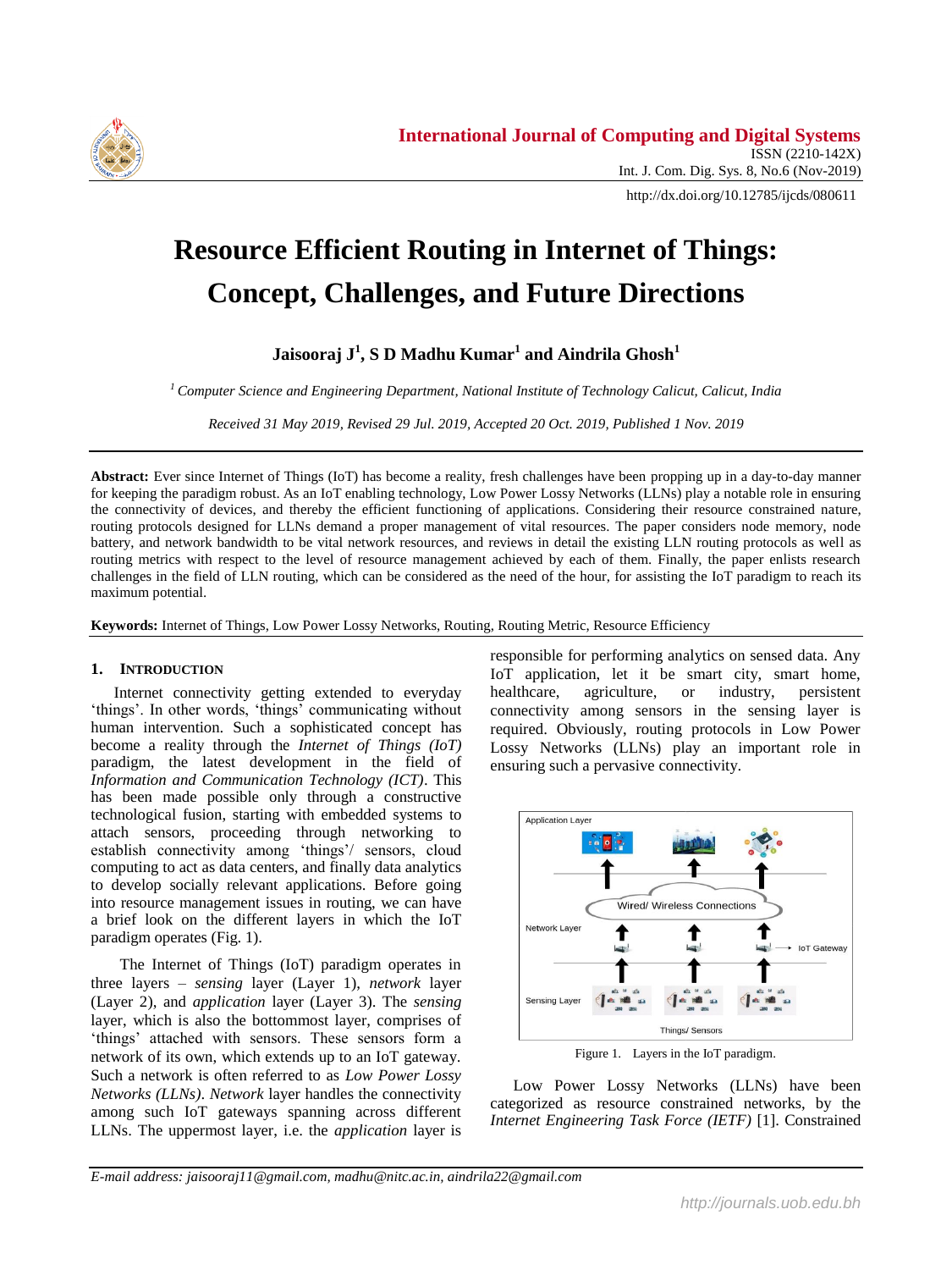# Resource Efficient Routing in Internet of Things: Concept, Challenges, and Future Directions

**Jaisooraj J[1], S D Madhu Kumar[1] and Aindrila Ghosh[1]**

[1] *Computer Science and Engineering Department, National Institute of Technology Calicut, Calicut, India*

*Received 31 May 2019, Revised 29 Jul. 2019, Accepted 20 Oct. 2019, Published 1 Nov. 2019*

**Abstract:** Ever since Internet of Things (IoT) has become a reality, fresh challenges have been propping up in a day-to-day manner for keeping the paradigm robust. As an IoT enabling technology, Low Power Lossy Networks (LLNs) play a notable role in ensuring the connectivity of devices, and thereby the efficient functioning of applications. Considering their resource constrained nature, routing protocols designed for LLNs demand a proper management of vital resources. The paper considers node memory, node battery, and network bandwidth to be vital network resources, and reviews in detail the existing LLN routing protocols as well as routing metrics with respect to the level of resource management achieved by each of them. Finally, the paper enlists research challenges in the field of LLN routing, which can be considered as the need of the hour, for assisting the IoT paradigm to reach its maximum potential.

**Keywords:** Internet of Things, Low Power Lossy Networks, Routing, Routing Metric, Resource Efficiency

## 1. Introduction

Internet connectivity getting extended to everyday 'things'. In other words, 'things' communicating without human intervention. Such a sophisticated concept has become a reality through the *Internet of Things (IoT)* paradigm, the latest development in the field of *Information and Communication Technology (ICT)*. This has been made possible only through a constructive technological fusion, starting with embedded systems to attach sensors, proceeding through networking to establish connectivity among 'things'/ sensors, cloud computing to act as data centers, and finally data analytics to develop socially relevant applications. Before going into resource management issues in routing, we can have a brief look on the different layers in which the IoT paradigm operates (Fig. 1).

The Internet of Things (IoT) paradigm operates in three layers – *sensing* layer (Layer 1), *network* layer (Layer 2), and *application* layer (Layer 3). The *sensing* layer, which is also the bottommost layer, comprises of 'things' attached with sensors. These sensors form a network of its own, which extends up to an IoT gateway. Such a network is often referred to as *Low Power Lossy Networks (LLNs)*. *Network* layer handles the connectivity among such IoT gateways spanning across different LLNs. The uppermost layer, i.e. the *application* layer is responsible for performing analytics on sensed data. Any IoT application, let it be smart city, smart home, healthcare, agriculture, or industry, persistent connectivity among sensors in the sensing layer is required. Obviously, routing protocols in Low Power Lossy Networks (LLNs) play an important role in ensuring such a pervasive connectivity.

Figure 1. Layers in the IoT paradigm.

Low Power Lossy Networks (LLNs) have been categorized as resource constrained networks, by the *Internet Engineering Task Force (IETF)* [1]. Constrained

*E-mail address: jaisooraj11@gmail.com, madhu@nitc.ac.in, aindrila22@gmail.com*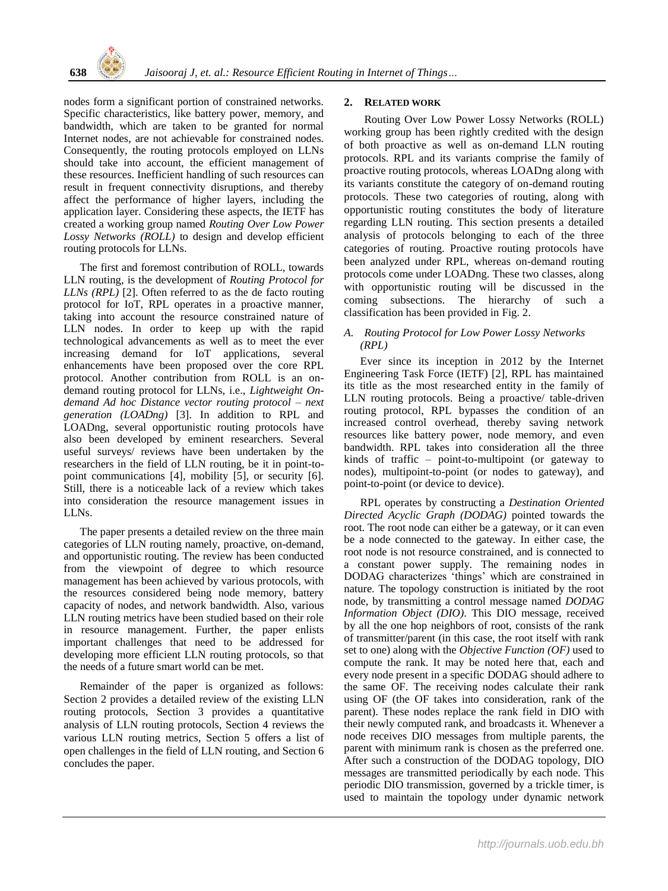nodes form a significant portion of constrained networks. Specific characteristics, like battery power, memory, and bandwidth, which are taken to be granted for normal Internet nodes, are not achievable for constrained nodes. Consequently, the routing protocols employed on LLNs should take into account, the efficient management of these resources. Inefficient handling of such resources can result in frequent connectivity disruptions, and thereby affect the performance of higher layers, including the application layer. Considering these aspects, the IETF has created a working group named *Routing Over Low Power Lossy Networks (ROLL)* to design and develop efficient routing protocols for LLNs.

The first and foremost contribution of ROLL, towards LLN routing, is the development of *Routing Protocol for LLNs (RPL)* [2]. Often referred to as the de facto routing protocol for IoT, RPL operates in a proactive manner, taking into account the resource constrained nature of LLN nodes. In order to keep up with the rapid technological advancements as well as to meet the ever increasing demand for IoT applications, several enhancements have been proposed over the core RPL protocol. Another contribution from ROLL is an on-demand routing protocol for LLNs, i.e., *Lightweight On-demand Ad hoc Distance vector routing protocol – next generation (LOADng)* [3]. In addition to RPL and LOADng, several opportunistic routing protocols have also been developed by eminent researchers. Several useful surveys/ reviews have been undertaken by the researchers in the field of LLN routing, be it in point-to-point communications [4], mobility [5], or security [6]. Still, there is a noticeable lack of a review which takes into consideration the resource management issues in LLNs.

The paper presents a detailed review on the three main categories of LLN routing namely, proactive, on-demand, and opportunistic routing. The review has been conducted from the viewpoint of degree to which resource management has been achieved by various protocols, with the resources considered being node memory, battery capacity of nodes, and network bandwidth. Also, various LLN routing metrics have been studied based on their role in resource management. Further, the paper enlists important challenges that need to be addressed for developing more efficient LLN routing protocols, so that the needs of a future smart world can be met.

Remainder of the paper is organized as follows: Section 2 provides a detailed review of the existing LLN routing protocols, Section 3 provides a quantitative analysis of LLN routing protocols, Section 4 reviews the various LLN routing metrics, Section 5 offers a list of open challenges in the field of LLN routing, and Section 6 concludes the paper.

## 2. Related Work

Routing Over Low Power Lossy Networks (ROLL) working group has been rightly credited with the design of both proactive as well as on-demand LLN routing protocols. RPL and its variants comprise the family of proactive routing protocols, whereas LOADng along with its variants constitute the category of on-demand routing protocols. These two categories of routing, along with opportunistic routing constitutes the body of literature regarding LLN routing. This section presents a detailed analysis of protocols belonging to each of the three categories of routing. Proactive routing protocols have been analyzed under RPL, whereas on-demand routing protocols come under LOADng. These two classes, along with opportunistic routing will be discussed in the coming subsections. The hierarchy of such a classification has been provided in Fig. 2.

### A. Routing Protocol for Low Power Lossy Networks (RPL)

Ever since its inception in 2012 by the Internet Engineering Task Force (IETF) [2], RPL has maintained its title as the most researched entity in the family of LLN routing protocols. Being a proactive/ table-driven routing protocol, RPL bypasses the condition of an increased control overhead, thereby saving network resources like battery power, node memory, and even bandwidth. RPL takes into consideration all the three kinds of traffic – point-to-multipoint (or gateway to nodes), multipoint-to-point (or nodes to gateway), and point-to-point (or device to device).

RPL operates by constructing a *Destination Oriented Directed Acyclic Graph (DODAG)* pointed towards the root. The root node can either be a gateway, or it can even be a node connected to the gateway. In either case, the root node is not resource constrained, and is connected to a constant power supply. The remaining nodes in DODAG characterizes 'things' which are constrained in nature. The topology construction is initiated by the root node, by transmitting a control message named *DODAG Information Object (DIO)*. This DIO message, received by all the one hop neighbors of root, consists of the rank of transmitter/parent (in this case, the root itself with rank set to one) along with the *Objective Function (OF)* used to compute the rank. It may be noted here that, each and every node present in a specific DODAG should adhere to the same OF. The receiving nodes calculate their rank using OF (the OF takes into consideration, rank of the parent). These nodes replace the rank field in DIO with their newly computed rank, and broadcasts it. Whenever a node receives DIO messages from multiple parents, the parent with minimum rank is chosen as the preferred one. After such a construction of the DODAG topology, DIO messages are transmitted periodically by each node. This periodic DIO transmission, governed by a trickle timer, is used to maintain the topology under dynamic network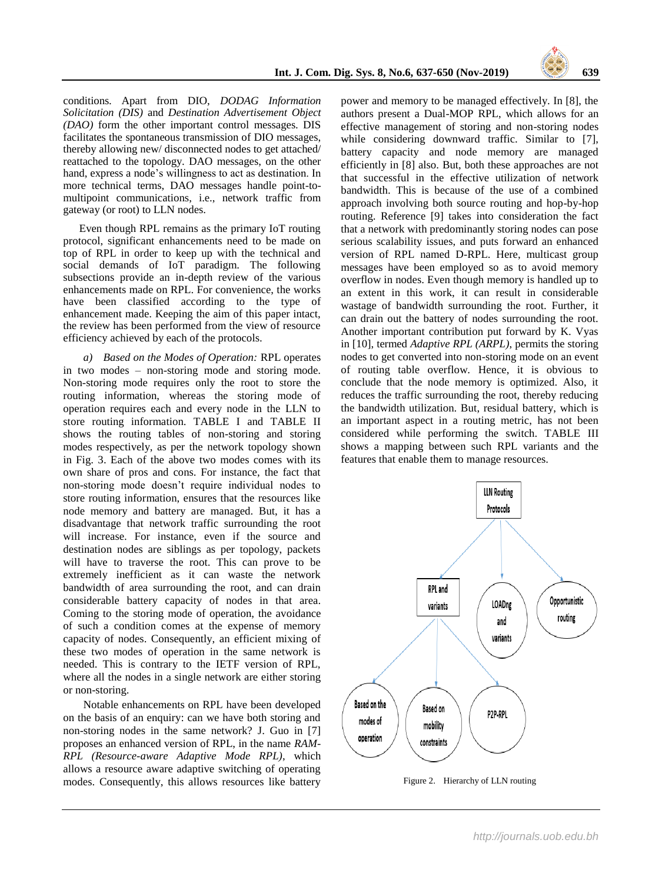conditions. Apart from DIO, *DODAG Information Solicitation (DIS)* and *Destination Advertisement Object (DAO)* form the other important control messages. DIS facilitates the spontaneous transmission of DIO messages, thereby allowing new/ disconnected nodes to get attached/ reattached to the topology. DAO messages, on the other hand, express a node's willingness to act as destination. In more technical terms, DAO messages handle point-to-multipoint communications, i.e., network traffic from gateway (or root) to LLN nodes.

Even though RPL remains as the primary IoT routing protocol, significant enhancements need to be made on top of RPL in order to keep up with the technical and social demands of IoT paradigm. The following subsections provide an in-depth review of the various enhancements made on RPL. For convenience, the works have been classified according to the type of enhancement made. Keeping the aim of this paper intact, the review has been performed from the view of resource efficiency achieved by each of the protocols.

*a) Based on the Modes of Operation:* RPL operates in two modes – non-storing mode and storing mode. Non-storing mode requires only the root to store the routing information, whereas the storing mode of operation requires each and every node in the LLN to store routing information. TABLE I and TABLE II shows the routing tables of non-storing and storing modes respectively, as per the network topology shown in Fig. 3. Each of the above two modes comes with its own share of pros and cons. For instance, the fact that non-storing mode doesn't require individual nodes to store routing information, ensures that the resources like node memory and battery are managed. But, it has a disadvantage that network traffic surrounding the root will increase. For instance, even if the source and destination nodes are siblings as per topology, packets will have to traverse the root. This can prove to be extremely inefficient as it can waste the network bandwidth of area surrounding the root, and can drain considerable battery capacity of nodes in that area. Coming to the storing mode of operation, the avoidance of such a condition comes at the expense of memory capacity of nodes. Consequently, an efficient mixing of these two modes of operation in the same network is needed. This is contrary to the IETF version of RPL, where all the nodes in a single network are either storing or non-storing.

Notable enhancements on RPL have been developed on the basis of an enquiry: can we have both storing and non-storing nodes in the same network? J. Guo in [7] proposes an enhanced version of RPL, in the name *RAM-RPL (Resource-aware Adaptive Mode RPL)*, which allows a resource aware adaptive switching of operating modes. Consequently, this allows resources like battery power and memory to be managed effectively. In [8], the authors present a Dual-MOP RPL, which allows for an effective management of storing and non-storing nodes while considering downward traffic. Similar to [7], battery capacity and node memory are managed efficiently in [8] also. But, both these approaches are not that successful in the effective utilization of network bandwidth. This is because of the use of a combined approach involving both source routing and hop-by-hop routing. Reference [9] takes into consideration the fact that a network with predominantly storing nodes can pose serious scalability issues, and puts forward an enhanced version of RPL named D-RPL. Here, multicast group messages have been employed so as to avoid memory overflow in nodes. Even though memory is handled up to an extent in this work, it can result in considerable wastage of bandwidth surrounding the root. Further, it can drain out the battery of nodes surrounding the root. Another important contribution put forward by K. Vyas in [10], termed *Adaptive RPL (ARPL)*, permits the storing nodes to get converted into non-storing mode on an event of routing table overflow. Hence, it is obvious to conclude that the node memory is optimized. Also, it reduces the traffic surrounding the root, thereby reducing the bandwidth utilization. But, residual battery, which is an important aspect in a routing metric, has not been considered while performing the switch. TABLE III shows a mapping between such RPL variants and the features that enable them to manage resources.

Figure 2. Hierarchy of LLN routing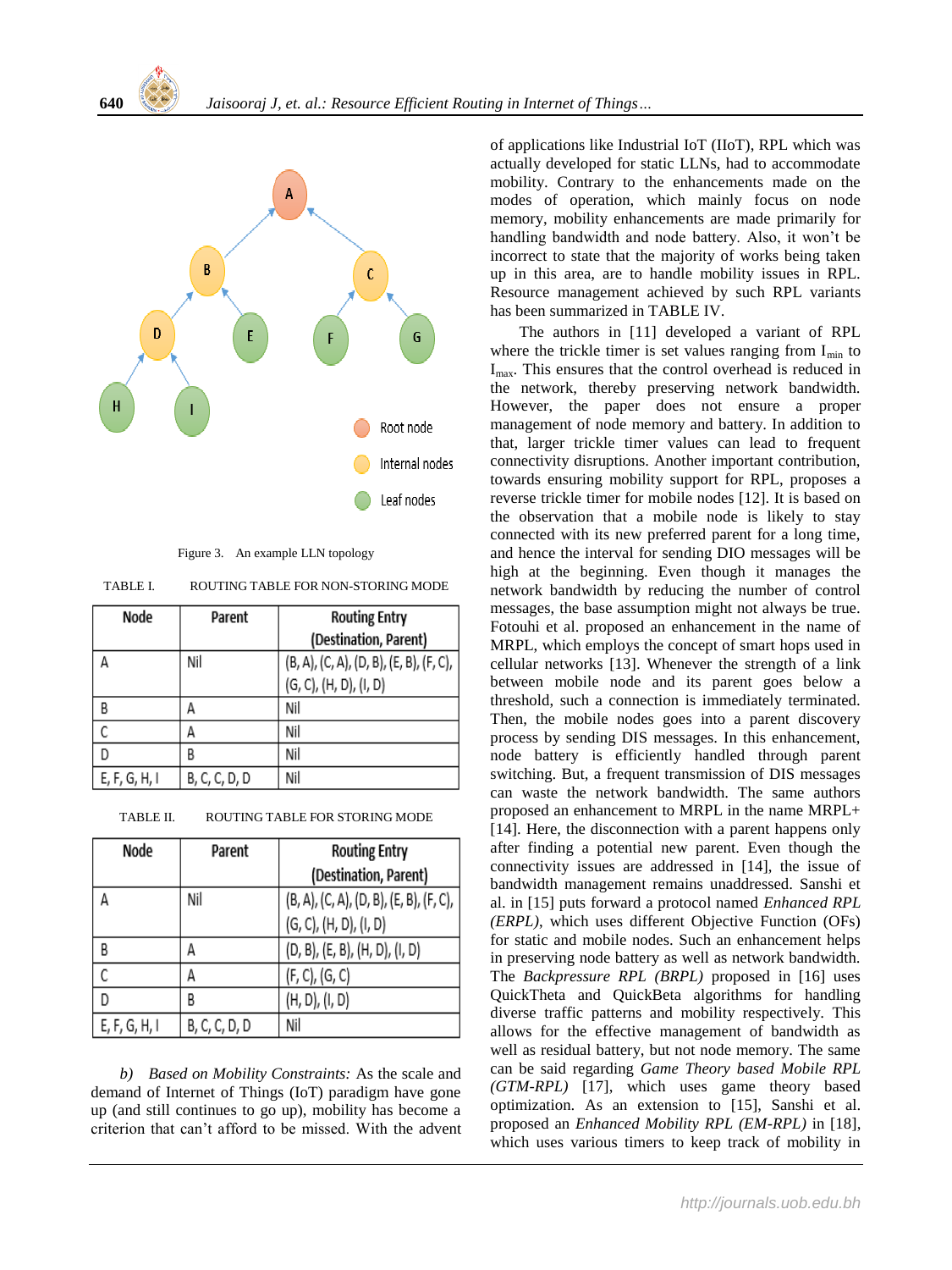Figure 3. An example LLN topology

TABLE I. ROUTING TABLE FOR NON-STORING MODE

| Node | Parent | Routing Entry (Destination, Parent) |
|---|---|---|
| A | Nil | (B, A), (C, A), (D, B), (E, B), (F, C), (G, C), (H, D), (I, D) |
| B | A | Nil |
| C | A | Nil |
| D | B | Nil |
| E, F, G, H, I | B, C, C, D, D | Nil |

TABLE II. ROUTING TABLE FOR STORING MODE

| Node | Parent | Routing Entry (Destination, Parent) |
|---|---|---|
| A | Nil | (B, A), (C, A), (D, B), (E, B), (F, C), (G, C), (H, D), (I, D) |
| B | A | (D, B), (E, B), (H, D), (I, D) |
| C | A | (F, C), (G, C) |
| D | B | (H, D), (I, D) |
| E, F, G, H, I | B, C, C, D, D | Nil |

*b) Based on Mobility Constraints:* As the scale and demand of Internet of Things (IoT) paradigm have gone up (and still continues to go up), mobility has become a criterion that can't afford to be missed. With the advent of applications like Industrial IoT (IIoT), RPL which was actually developed for static LLNs, had to accommodate mobility. Contrary to the enhancements made on the modes of operation, which mainly focus on node memory, mobility enhancements are made primarily for handling bandwidth and node battery. Also, it won't be incorrect to state that the majority of works being taken up in this area, are to handle mobility issues in RPL. Resource management achieved by such RPL variants has been summarized in TABLE IV.

The authors in [11] developed a variant of RPL where the trickle timer is set values ranging from $I_{min}$ to $I_{max}$. This ensures that the control overhead is reduced in the network, thereby preserving network bandwidth. However, the paper does not ensure a proper management of node memory and battery. In addition to that, larger trickle timer values can lead to frequent connectivity disruptions. Another important contribution, towards ensuring mobility support for RPL, proposes a reverse trickle timer for mobile nodes [12]. It is based on the observation that a mobile node is likely to stay connected with its new preferred parent for a long time, and hence the interval for sending DIO messages will be high at the beginning. Even though it manages the network bandwidth by reducing the number of control messages, the base assumption might not always be true. Fotouhi et al. proposed an enhancement in the name of MRPL, which employs the concept of smart hops used in cellular networks [13]. Whenever the strength of a link between mobile node and its parent goes below a threshold, such a connection is immediately terminated. Then, the mobile nodes goes into a parent discovery process by sending DIS messages. In this enhancement, node battery is efficiently handled through parent switching. But, a frequent transmission of DIS messages can waste the network bandwidth. The same authors proposed an enhancement to MRPL in the name MRPL+ [14]. Here, the disconnection with a parent happens only after finding a potential new parent. Even though the connectivity issues are addressed in [14], the issue of bandwidth management remains unaddressed. Sanshi et al. in [15] puts forward a protocol named *Enhanced RPL (ERPL)*, which uses different Objective Function (OFs) for static and mobile nodes. Such an enhancement helps in preserving node battery as well as network bandwidth. The *Backpressure RPL (BRPL)* proposed in [16] uses QuickTheta and QuickBeta algorithms for handling diverse traffic patterns and mobility respectively. This allows for the effective management of bandwidth as well as residual battery, but not node memory. The same can be said regarding *Game Theory based Mobile RPL (GTM-RPL)* [17], which uses game theory based optimization. As an extension to [15], Sanshi et al. proposed an *Enhanced Mobility RPL (EM-RPL)* in [18], which uses various timers to keep track of mobility in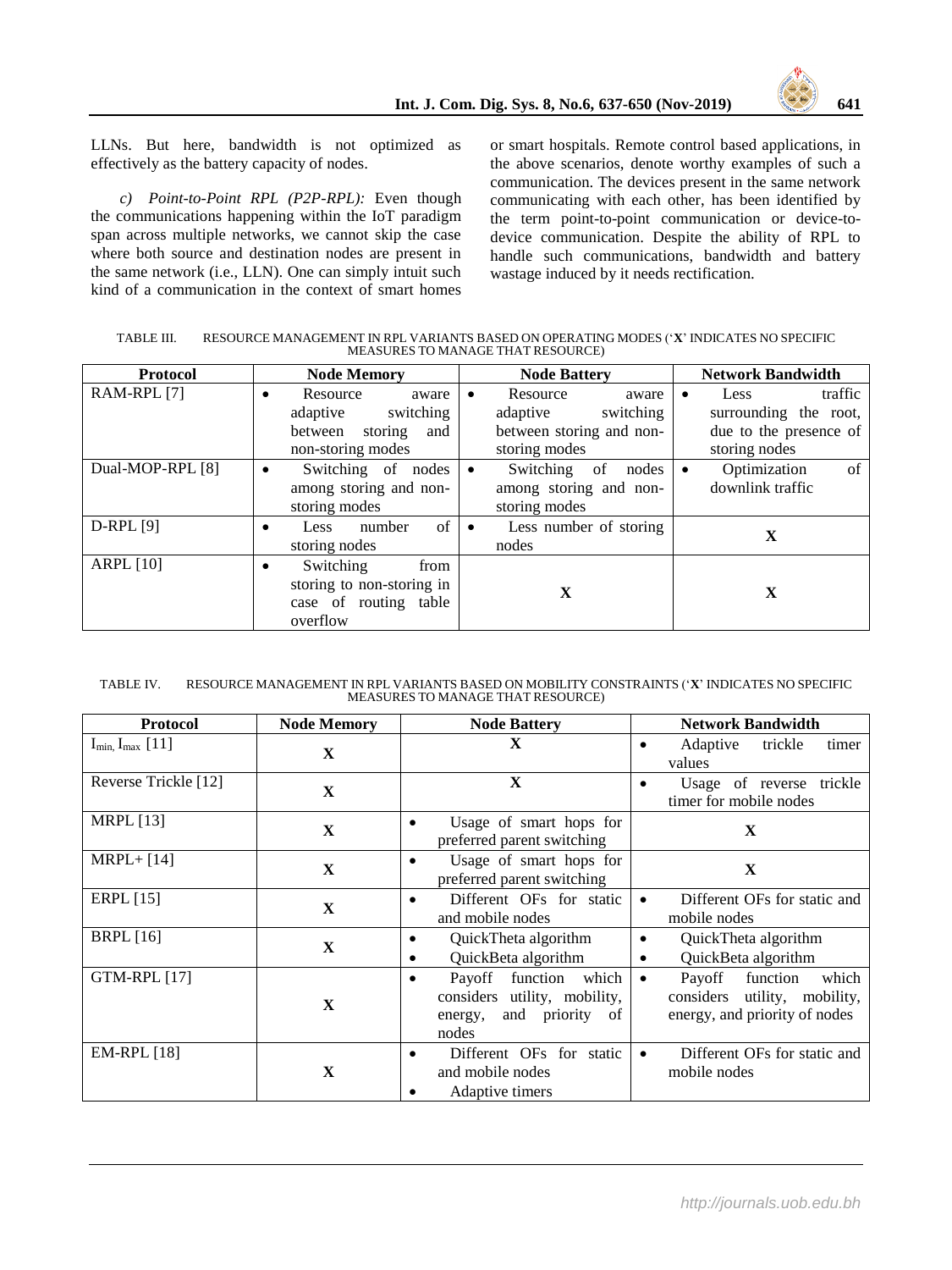LLNs. But here, bandwidth is not optimized as effectively as the battery capacity of nodes.

*c) Point-to-Point RPL (P2P-RPL):* Even though the communications happening within the IoT paradigm span across multiple networks, we cannot skip the case where both source and destination nodes are present in the same network (i.e., LLN). One can simply intuit such kind of a communication in the context of smart homes or smart hospitals. Remote control based applications, in the above scenarios, denote worthy examples of such a communication. The devices present in the same network communicating with each other, has been identified by the term point-to-point communication or device-to-device communication. Despite the ability of RPL to handle such communications, bandwidth and battery wastage induced by it needs rectification.

TABLE III. RESOURCE MANAGEMENT IN RPL VARIANTS BASED ON OPERATING MODES ('**X**' INDICATES NO SPECIFIC MEASURES TO MANAGE THAT RESOURCE)

| Protocol | Node Memory | Node Battery | Network Bandwidth |
|---|---|---|---|
| RAM-RPL [7] | • Resource aware adaptive switching between storing and non-storing modes | • Resource aware adaptive switching between storing and non-storing modes | • Less traffic surrounding the root, due to the presence of storing nodes |
| Dual-MOP-RPL [8] | • Switching of nodes among storing and non-storing modes | • Switching of nodes among storing and non-storing modes | • Optimization of downlink traffic |
| D-RPL [9] | • Less number of storing nodes | • Less number of storing nodes | **X** |
| ARPL [10] | • Switching from storing to non-storing in case of routing table overflow | **X** | **X** |

TABLE IV. RESOURCE MANAGEMENT IN RPL VARIANTS BASED ON MOBILITY CONSTRAINTS ('**X**' INDICATES NO SPECIFIC MEASURES TO MANAGE THAT RESOURCE)

| Protocol | Node Memory | Node Battery | Network Bandwidth |
|---|---|---|---|
| $I_{min}$, $I_{max}$ [11] | **X** | **X** | • Adaptive trickle timer values |
| Reverse Trickle [12] | **X** | **X** | • Usage of reverse trickle timer for mobile nodes |
| MRPL [13] | **X** | • Usage of smart hops for preferred parent switching | **X** |
| MRPL+ [14] | **X** | • Usage of smart hops for preferred parent switching | **X** |
| ERPL [15] | **X** | • Different OFs for static and mobile nodes | • Different OFs for static and mobile nodes |
| BRPL [16] | **X** | • QuickTheta algorithm<br>• QuickBeta algorithm | • QuickTheta algorithm<br>• QuickBeta algorithm |
| GTM-RPL [17] | **X** | • Payoff function which considers utility, mobility, energy, and priority of nodes | • Payoff function which considers utility, mobility, energy, and priority of nodes |
| EM-RPL [18] | **X** | • Different OFs for static and mobile nodes<br>• Adaptive timers | • Different OFs for static and mobile nodes |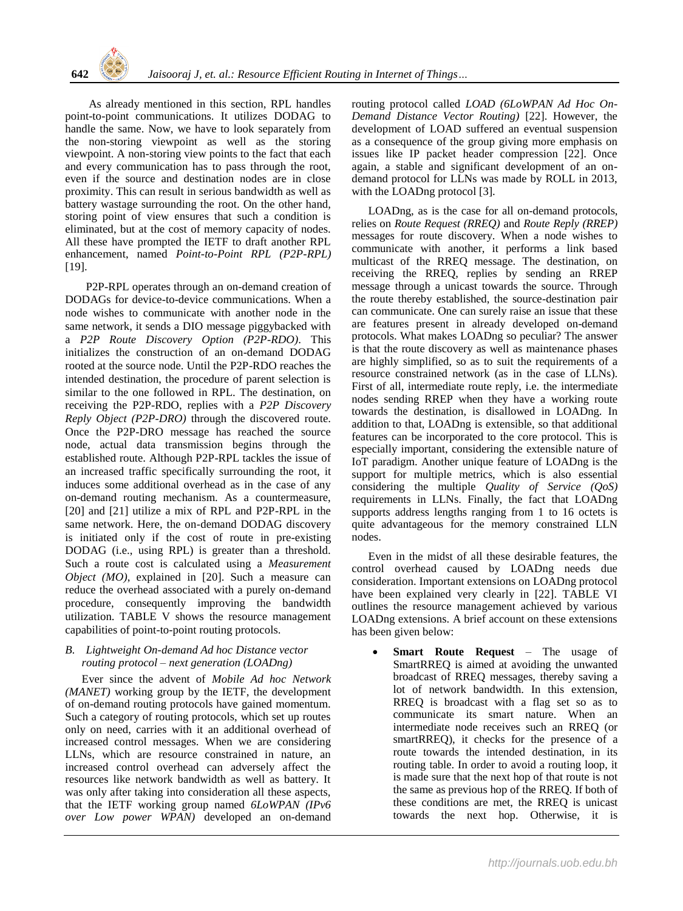As already mentioned in this section, RPL handles point-to-point communications. It utilizes DODAG to handle the same. Now, we have to look separately from the non-storing viewpoint as well as the storing viewpoint. A non-storing view points to the fact that each and every communication has to pass through the root, even if the source and destination nodes are in close proximity. This can result in serious bandwidth as well as battery wastage surrounding the root. On the other hand, storing point of view ensures that such a condition is eliminated, but at the cost of memory capacity of nodes. All these have prompted the IETF to draft another RPL enhancement, named *Point-to-Point RPL (P2P-RPL)* [19].

P2P-RPL operates through an on-demand creation of DODAGs for device-to-device communications. When a node wishes to communicate with another node in the same network, it sends a DIO message piggybacked with a *P2P Route Discovery Option (P2P-RDO)*. This initializes the construction of an on-demand DODAG rooted at the source node. Until the P2P-RDO reaches the intended destination, the procedure of parent selection is similar to the one followed in RPL. The destination, on receiving the P2P-RDO, replies with a *P2P Discovery Reply Object (P2P-DRO)* through the discovered route. Once the P2P-DRO message has reached the source node, actual data transmission begins through the established route. Although P2P-RPL tackles the issue of an increased traffic specifically surrounding the root, it induces some additional overhead as in the case of any on-demand routing mechanism. As a countermeasure, [20] and [21] utilize a mix of RPL and P2P-RPL in the same network. Here, the on-demand DODAG discovery is initiated only if the cost of route in pre-existing DODAG (i.e., using RPL) is greater than a threshold. Such a route cost is calculated using a *Measurement Object (MO)*, explained in [20]. Such a measure can reduce the overhead associated with a purely on-demand procedure, consequently improving the bandwidth utilization. TABLE V shows the resource management capabilities of point-to-point routing protocols.

### *B. Lightweight On-demand Ad hoc Distance vector routing protocol – next generation (LOADng)*

Ever since the advent of *Mobile Ad hoc Network (MANET)* working group by the IETF, the development of on-demand routing protocols have gained momentum. Such a category of routing protocols, which set up routes only on need, carries with it an additional overhead of increased control messages. When we are considering LLNs, which are resource constrained in nature, an increased control overhead can adversely affect the resources like network bandwidth as well as battery. It was only after taking into consideration all these aspects, that the IETF working group named *6LoWPAN (IPv6 over Low power WPAN)* developed an on-demand routing protocol called *LOAD (6LoWPAN Ad Hoc On-Demand Distance Vector Routing)* [22]. However, the development of LOAD suffered an eventual suspension as a consequence of the group giving more emphasis on issues like IP packet header compression [22]. Once again, a stable and significant development of an on-demand protocol for LLNs was made by ROLL in 2013, with the LOADng protocol [3].

LOADng, as is the case for all on-demand protocols, relies on *Route Request (RREQ)* and *Route Reply (RREP)* messages for route discovery. When a node wishes to communicate with another, it performs a link based multicast of the RREQ message. The destination, on receiving the RREQ, replies by sending an RREP message through a unicast towards the source. Through the route thereby established, the source-destination pair can communicate. One can surely raise an issue that these are features present in already developed on-demand protocols. What makes LOADng so peculiar? The answer is that the route discovery as well as maintenance phases are highly simplified, so as to suit the requirements of a resource constrained network (as in the case of LLNs). First of all, intermediate route reply, i.e. the intermediate nodes sending RREP when they have a working route towards the destination, is disallowed in LOADng. In addition to that, LOADng is extensible, so that additional features can be incorporated to the core protocol. This is especially important, considering the extensible nature of IoT paradigm. Another unique feature of LOADng is the support for multiple metrics, which is also essential considering the multiple *Quality of Service (QoS)* requirements in LLNs. Finally, the fact that LOADng supports address lengths ranging from 1 to 16 octets is quite advantageous for the memory constrained LLN nodes.

Even in the midst of all these desirable features, the control overhead caused by LOADng needs due consideration. Important extensions on LOADng protocol have been explained very clearly in [22]. TABLE VI outlines the resource management achieved by various LOADng extensions. A brief account on these extensions has been given below:

- **Smart Route Request** – The usage of SmartRREQ is aimed at avoiding the unwanted broadcast of RREQ messages, thereby saving a lot of network bandwidth. In this extension, RREQ is broadcast with a flag set so as to communicate its smart nature. When an intermediate node receives such an RREQ (or smartRREQ), it checks for the presence of a route towards the intended destination, in its routing table. In order to avoid a routing loop, it is made sure that the next hop of that route is not the same as previous hop of the RREQ. If both of these conditions are met, the RREQ is unicast towards the next hop. Otherwise, it is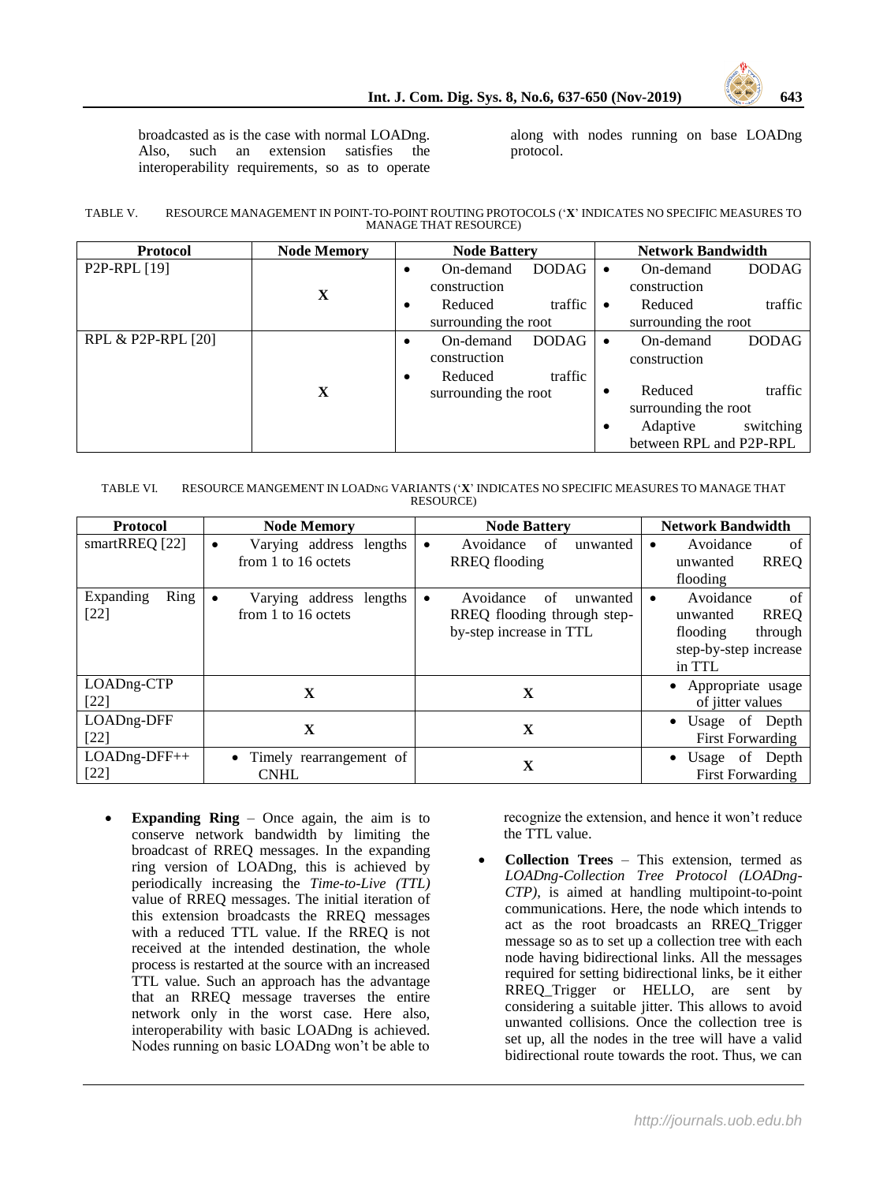broadcasted as is the case with normal LOADng. Also, such an extension satisfies the interoperability requirements, so as to operate along with nodes running on base LOADng protocol.

TABLE V. RESOURCE MANAGEMENT IN POINT-TO-POINT ROUTING PROTOCOLS ('**X**' INDICATES NO SPECIFIC MEASURES TO MANAGE THAT RESOURCE)

| Protocol | Node Memory | Node Battery | Network Bandwidth |
|---|---|---|---|
| P2P-RPL [19] | **X** | • On-demand DODAG construction<br>• Reduced traffic surrounding the root | • On-demand DODAG construction<br>• Reduced traffic surrounding the root |
| RPL & P2P-RPL [20] | **X** | • On-demand DODAG construction<br>• Reduced traffic surrounding the root | • On-demand DODAG construction<br>• Reduced traffic surrounding the root<br>• Adaptive switching between RPL and P2P-RPL |

TABLE VI. RESOURCE MANGEMENT IN LOADNG VARIANTS ('**X**' INDICATES NO SPECIFIC MEASURES TO MANAGE THAT RESOURCE)

| Protocol | Node Memory | Node Battery | Network Bandwidth |
|---|---|---|---|
| smartRREQ [22] | • Varying address lengths from 1 to 16 octets | • Avoidance of unwanted RREQ flooding | • Avoidance of unwanted RREQ flooding |
| Expanding Ring [22] | • Varying address lengths from 1 to 16 octets | • Avoidance of unwanted RREQ flooding through step-by-step increase in TTL | • Avoidance of unwanted RREQ flooding through step-by-step increase in TTL |
| LOADng-CTP [22] | **X** | **X** | • Appropriate usage of jitter values |
| LOADng-DFF [22] | **X** | **X** | • Usage of Depth First Forwarding |
| LOADng-DFF++ [22] | • Timely rearrangement of CNHL | **X** | • Usage of Depth First Forwarding |

- **Expanding Ring** – Once again, the aim is to conserve network bandwidth by limiting the broadcast of RREQ messages. In the expanding ring version of LOADng, this is achieved by periodically increasing the *Time-to-Live (TTL)* value of RREQ messages. The initial iteration of this extension broadcasts the RREQ messages with a reduced TTL value. If the RREQ is not received at the intended destination, the whole process is restarted at the source with an increased TTL value. Such an approach has the advantage that an RREQ message traverses the entire network only in the worst case. Here also, interoperability with basic LOADng is achieved. Nodes running on basic LOADng won't be able to recognize the extension, and hence it won't reduce the TTL value.
- **Collection Trees** – This extension, termed as *LOADng-Collection Tree Protocol (LOADng-CTP)*, is aimed at handling multipoint-to-point communications. Here, the node which intends to act as the root broadcasts an RREQ_Trigger message so as to set up a collection tree with each node having bidirectional links. All the messages required for setting bidirectional links, be it either RREQ_Trigger or HELLO, are sent by considering a suitable jitter. This allows to avoid unwanted collisions. Once the collection tree is set up, all the nodes in the tree will have a valid bidirectional route towards the root. Thus, we can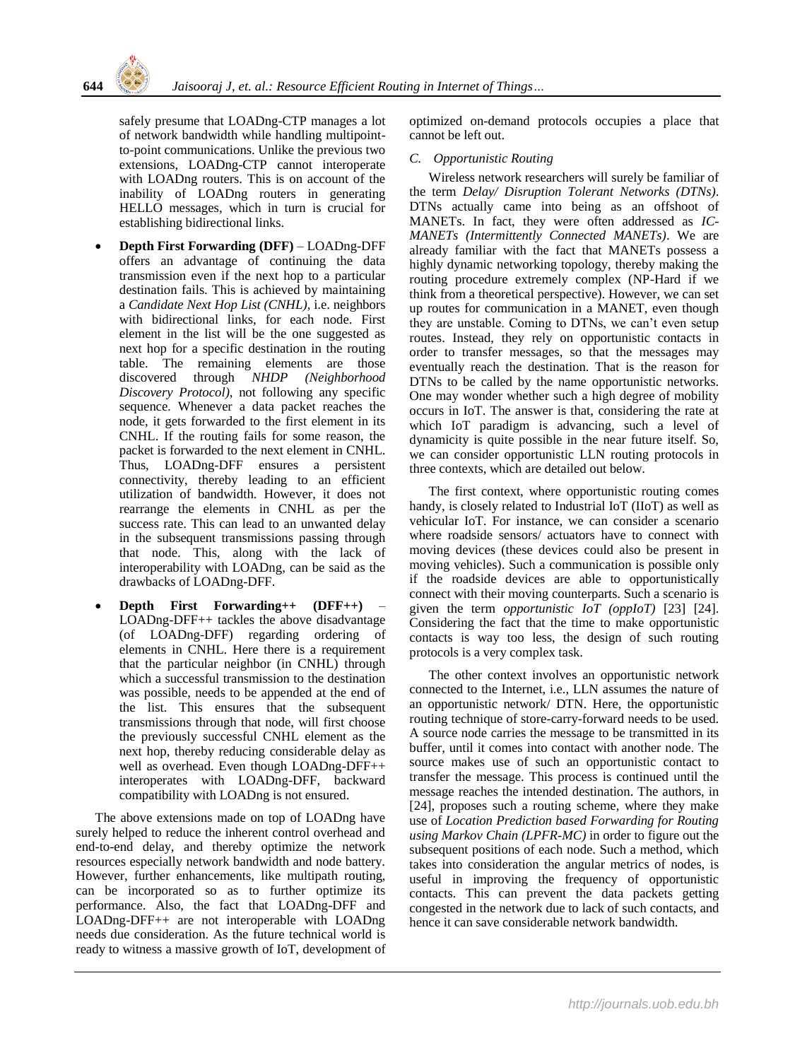safely presume that LOADng-CTP manages a lot of network bandwidth while handling multipoint-to-point communications. Unlike the previous two extensions, LOADng-CTP cannot interoperate with LOADng routers. This is on account of the inability of LOADng routers in generating HELLO messages, which in turn is crucial for establishing bidirectional links.

- **Depth First Forwarding (DFF)** – LOADng-DFF offers an advantage of continuing the data transmission even if the next hop to a particular destination fails. This is achieved by maintaining a *Candidate Next Hop List (CNHL)*, i.e. neighbors with bidirectional links, for each node. First element in the list will be the one suggested as next hop for a specific destination in the routing table. The remaining elements are those discovered through *NHDP (Neighborhood Discovery Protocol)*, not following any specific sequence. Whenever a data packet reaches the node, it gets forwarded to the first element in its CNHL. If the routing fails for some reason, the packet is forwarded to the next element in CNHL. Thus, LOADng-DFF ensures a persistent connectivity, thereby leading to an efficient utilization of bandwidth. However, it does not rearrange the elements in CNHL as per the success rate. This can lead to an unwanted delay in the subsequent transmissions passing through that node. This, along with the lack of interoperability with LOADng, can be said as the drawbacks of LOADng-DFF.

- **Depth First Forwarding++ (DFF++)** – LOADng-DFF++ tackles the above disadvantage (of LOADng-DFF) regarding ordering of elements in CNHL. Here there is a requirement that the particular neighbor (in CNHL) through which a successful transmission to the destination was possible, needs to be appended at the end of the list. This ensures that the subsequent transmissions through that node, will first choose the previously successful CNHL element as the next hop, thereby reducing considerable delay as well as overhead. Even though LOADng-DFF++ interoperates with LOADng-DFF, backward compatibility with LOADng is not ensured.

The above extensions made on top of LOADng have surely helped to reduce the inherent control overhead and end-to-end delay, and thereby optimize the network resources especially network bandwidth and node battery. However, further enhancements, like multipath routing, can be incorporated so as to further optimize its performance. Also, the fact that LOADng-DFF and LOADng-DFF++ are not interoperable with LOADng needs due consideration. As the future technical world is ready to witness a massive growth of IoT, development of optimized on-demand protocols occupies a place that cannot be left out.

### *C. Opportunistic Routing*

Wireless network researchers will surely be familiar of the term *Delay/ Disruption Tolerant Networks (DTNs)*. DTNs actually came into being as an offshoot of MANETs. In fact, they were often addressed as *IC-MANETs (Intermittently Connected MANETs)*. We are already familiar with the fact that MANETs possess a highly dynamic networking topology, thereby making the routing procedure extremely complex (NP-Hard if we think from a theoretical perspective). However, we can set up routes for communication in a MANET, even though they are unstable. Coming to DTNs, we can't even setup routes. Instead, they rely on opportunistic contacts in order to transfer messages, so that the messages may eventually reach the destination. That is the reason for DTNs to be called by the name opportunistic networks. One may wonder whether such a high degree of mobility occurs in IoT. The answer is that, considering the rate at which IoT paradigm is advancing, such a level of dynamicity is quite possible in the near future itself. So, we can consider opportunistic LLN routing protocols in three contexts, which are detailed out below.

The first context, where opportunistic routing comes handy, is closely related to Industrial IoT (IIoT) as well as vehicular IoT. For instance, we can consider a scenario where roadside sensors/ actuators have to connect with moving devices (these devices could also be present in moving vehicles). Such a communication is possible only if the roadside devices are able to opportunistically connect with their moving counterparts. Such a scenario is given the term *opportunistic IoT (oppIoT)* [23] [24]. Considering the fact that the time to make opportunistic contacts is way too less, the design of such routing protocols is a very complex task.

The other context involves an opportunistic network connected to the Internet, i.e., LLN assumes the nature of an opportunistic network/ DTN. Here, the opportunistic routing technique of store-carry-forward needs to be used. A source node carries the message to be transmitted in its buffer, until it comes into contact with another node. The source makes use of such an opportunistic contact to transfer the message. This process is continued until the message reaches the intended destination. The authors, in [24], proposes such a routing scheme, where they make use of *Location Prediction based Forwarding for Routing using Markov Chain (LPFR-MC)* in order to figure out the subsequent positions of each node. Such a method, which takes into consideration the angular metrics of nodes, is useful in improving the frequency of opportunistic contacts. This can prevent the data packets getting congested in the network due to lack of such contacts, and hence it can save considerable network bandwidth.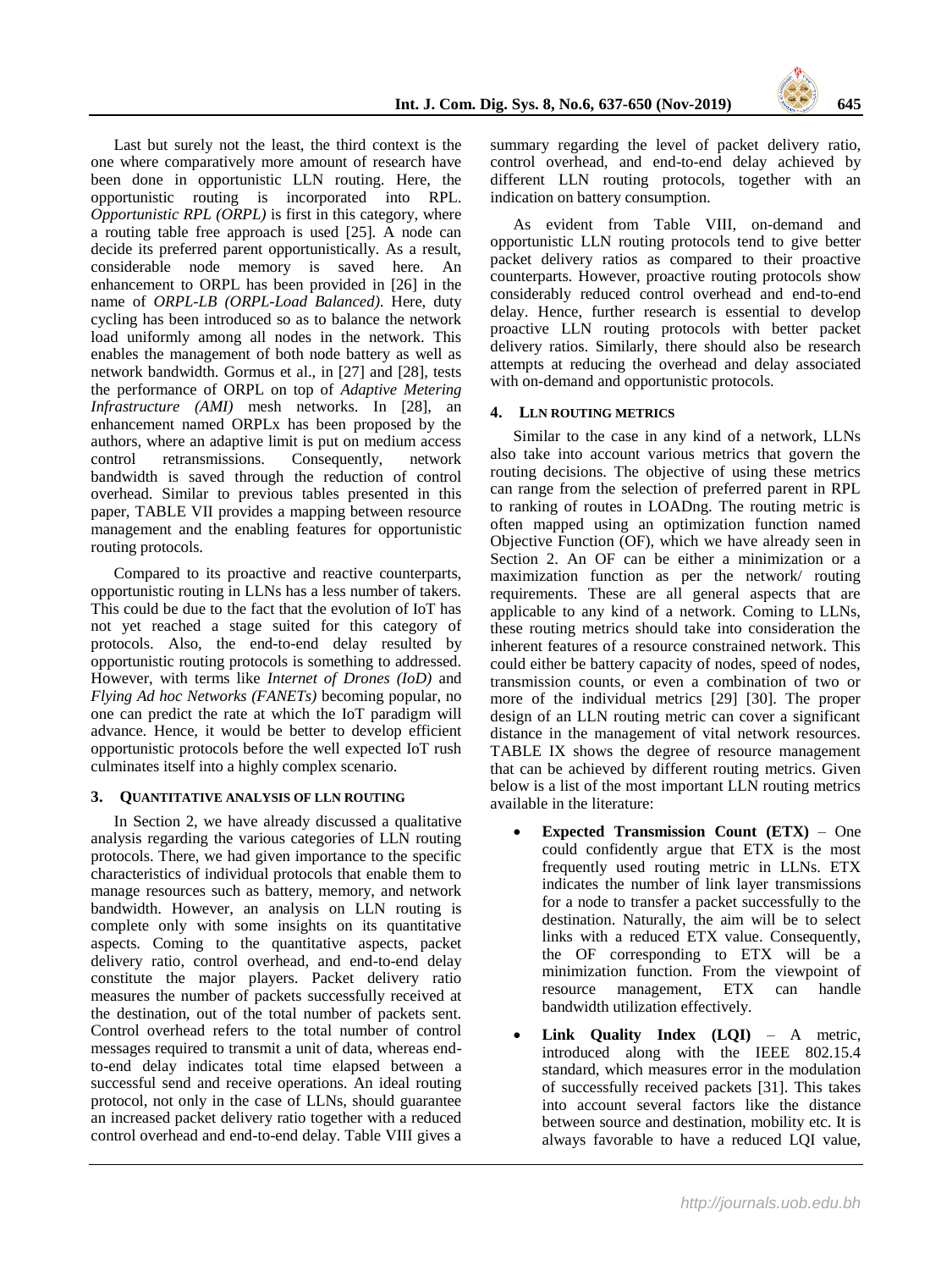Last but surely not the least, the third context is the one where comparatively more amount of research have been done in opportunistic LLN routing. Here, the opportunistic routing is incorporated into RPL. *Opportunistic RPL (ORPL)* is first in this category, where a routing table free approach is used [25]. A node can decide its preferred parent opportunistically. As a result, considerable node memory is saved here. An enhancement to ORPL has been provided in [26] in the name of *ORPL-LB (ORPL-Load Balanced)*. Here, duty cycling has been introduced so as to balance the network load uniformly among all nodes in the network. This enables the management of both node battery as well as network bandwidth. Gormus et al., in [27] and [28], tests the performance of ORPL on top of *Adaptive Metering Infrastructure (AMI)* mesh networks. In [28], an enhancement named ORPLx has been proposed by the authors, where an adaptive limit is put on medium access control retransmissions. Consequently, network bandwidth is saved through the reduction of control overhead. Similar to previous tables presented in this paper, TABLE VII provides a mapping between resource management and the enabling features for opportunistic routing protocols.

Compared to its proactive and reactive counterparts, opportunistic routing in LLNs has a less number of takers. This could be due to the fact that the evolution of IoT has not yet reached a stage suited for this category of protocols. Also, the end-to-end delay resulted by opportunistic routing protocols is something to addressed. However, with terms like *Internet of Drones (IoD)* and *Flying Ad hoc Networks (FANETs)* becoming popular, no one can predict the rate at which the IoT paradigm will advance. Hence, it would be better to develop efficient opportunistic protocols before the well expected IoT rush culminates itself into a highly complex scenario.

## 3. Quantitative Analysis of LLN Routing

In Section 2, we have already discussed a qualitative analysis regarding the various categories of LLN routing protocols. There, we had given importance to the specific characteristics of individual protocols that enable them to manage resources such as battery, memory, and network bandwidth. However, an analysis on LLN routing is complete only with some insights on its quantitative aspects. Coming to the quantitative aspects, packet delivery ratio, control overhead, and end-to-end delay constitute the major players. Packet delivery ratio measures the number of packets successfully received at the destination, out of the total number of packets sent. Control overhead refers to the total number of control messages required to transmit a unit of data, whereas end-to-end delay indicates total time elapsed between a successful send and receive operations. An ideal routing protocol, not only in the case of LLNs, should guarantee an increased packet delivery ratio together with a reduced control overhead and end-to-end delay. Table VIII gives a summary regarding the level of packet delivery ratio, control overhead, and end-to-end delay achieved by different LLN routing protocols, together with an indication on battery consumption.

As evident from Table VIII, on-demand and opportunistic LLN routing protocols tend to give better packet delivery ratios as compared to their proactive counterparts. However, proactive routing protocols show considerably reduced control overhead and end-to-end delay. Hence, further research is essential to develop proactive LLN routing protocols with better packet delivery ratios. Similarly, there should also be research attempts at reducing the overhead and delay associated with on-demand and opportunistic protocols.

## 4. LLN Routing Metrics

Similar to the case in any kind of a network, LLNs also take into account various metrics that govern the routing decisions. The objective of using these metrics can range from the selection of preferred parent in RPL to ranking of routes in LOADng. The routing metric is often mapped using an optimization function named Objective Function (OF), which we have already seen in Section 2. An OF can be either a minimization or a maximization function as per the network/ routing requirements. These are all general aspects that are applicable to any kind of a network. Coming to LLNs, these routing metrics should take into consideration the inherent features of a resource constrained network. This could either be battery capacity of nodes, speed of nodes, transmission counts, or even a combination of two or more of the individual metrics [29] [30]. The proper design of an LLN routing metric can cover a significant distance in the management of vital network resources. TABLE IX shows the degree of resource management that can be achieved by different routing metrics. Given below is a list of the most important LLN routing metrics available in the literature:

- **Expected Transmission Count (ETX)** – One could confidently argue that ETX is the most frequently used routing metric in LLNs. ETX indicates the number of link layer transmissions for a node to transfer a packet successfully to the destination. Naturally, the aim will be to select links with a reduced ETX value. Consequently, the OF corresponding to ETX will be a minimization function. From the viewpoint of resource management, ETX can handle bandwidth utilization effectively.
- **Link Quality Index (LQI)** – A metric, introduced along with the IEEE 802.15.4 standard, which measures error in the modulation of successfully received packets [31]. This takes into account several factors like the distance between source and destination, mobility etc. It is always favorable to have a reduced LQI value,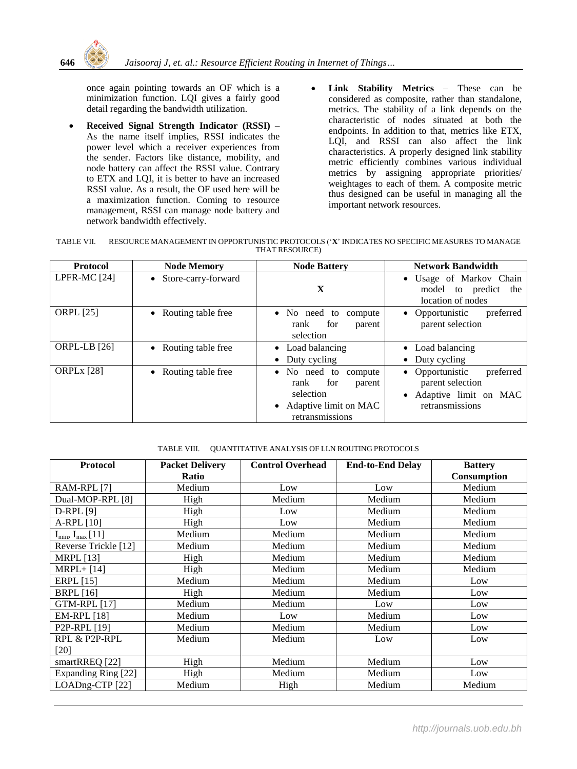once again pointing towards an OF which is a minimization function. LQI gives a fairly good detail regarding the bandwidth utilization.

- **Received Signal Strength Indicator (RSSI)** – As the name itself implies, RSSI indicates the power level which a receiver experiences from the sender. Factors like distance, mobility, and node battery can affect the RSSI value. Contrary to ETX and LQI, it is better to have an increased RSSI value. As a result, the OF used here will be a maximization function. Coming to resource management, RSSI can manage node battery and network bandwidth effectively.
- **Link Stability Metrics** – These can be considered as composite, rather than standalone, metrics. The stability of a link depends on the characteristic of nodes situated at both the endpoints. In addition to that, metrics like ETX, LQI, and RSSI can also affect the link characteristics. A properly designed link stability metric efficiently combines various individual metrics by assigning appropriate priorities/ weightages to each of them. A composite metric thus designed can be useful in managing all the important network resources.

TABLE VII. RESOURCE MANAGEMENT IN OPPORTUNISTIC PROTOCOLS ('**X**' INDICATES NO SPECIFIC MEASURES TO MANAGE THAT RESOURCE)

| Protocol | Node Memory | Node Battery | Network Bandwidth |
|---|---|---|---|
| LPFR-MC [24] | • Store-carry-forward | **X** | • Usage of Markov Chain model to predict the location of nodes |
| ORPL [25] | • Routing table free | • No need to compute rank for parent selection | • Opportunistic preferred parent selection |
| ORPL-LB [26] | • Routing table free | • Load balancing<br>• Duty cycling | • Load balancing<br>• Duty cycling |
| ORPLx [28] | • Routing table free | • No need to compute rank for parent selection<br>• Adaptive limit on MAC retransmissions | • Opportunistic preferred parent selection<br>• Adaptive limit on MAC retransmissions |

TABLE VIII. QUANTITATIVE ANALYSIS OF LLN ROUTING PROTOCOLS

| Protocol | Packet Delivery Ratio | Control Overhead | End-to-End Delay | Battery Consumption |
|---|---|---|---|---|
| RAM-RPL [7] | Medium | Low | Low | Medium |
| Dual-MOP-RPL [8] | High | Medium | Medium | Medium |
| D-RPL [9] | High | Low | Medium | Medium |
| A-RPL [10] | High | Low | Medium | Medium |
| $I_{min}$, $I_{max}$ [11] | Medium | Medium | Medium | Medium |
| Reverse Trickle [12] | Medium | Medium | Medium | Medium |
| MRPL [13] | High | Medium | Medium | Medium |
| MRPL+ [14] | High | Medium | Medium | Medium |
| ERPL [15] | Medium | Medium | Medium | Low |
| BRPL [16] | High | Medium | Medium | Low |
| GTM-RPL [17] | Medium | Medium | Low | Low |
| EM-RPL [18] | Medium | Low | Medium | Low |
| P2P-RPL [19] | Medium | Medium | Medium | Low |
| RPL & P2P-RPL [20] | Medium | Medium | Low | Low |
| smartRREQ [22] | High | Medium | Medium | Low |
| Expanding Ring [22] | High | Medium | Medium | Low |
| LOADng-CTP [22] | Medium | High | Medium | Medium |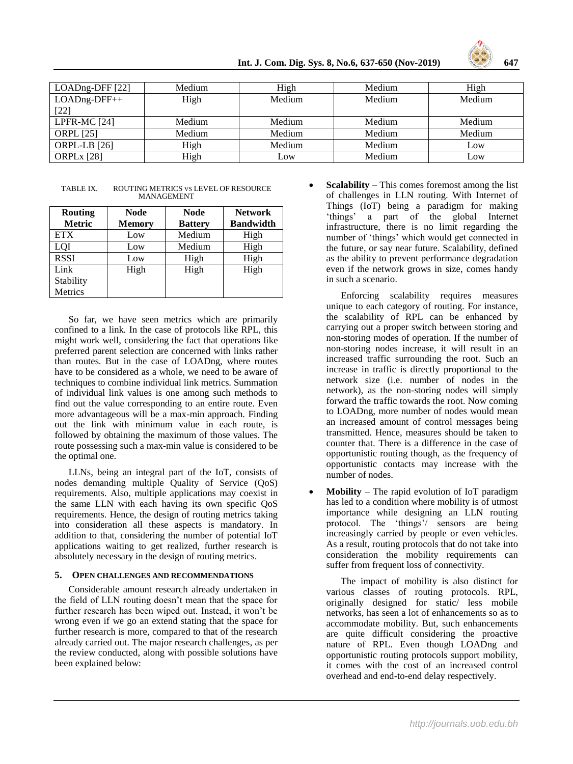| LOADng-DFF [22] | Medium | High | Medium | High |
|---|---|---|---|---|
| LOADng-DFF++ [22] | High | Medium | Medium | Medium |
| LPFR-MC [24] | Medium | Medium | Medium | Medium |
| ORPL [25] | Medium | Medium | Medium | Medium |
| ORPL-LB [26] | High | Medium | Medium | Low |
| ORPLx [28] | High | Low | Medium | Low |

TABLE IX. ROUTING METRICS VS LEVEL OF RESOURCE MANAGEMENT

| Routing Metric | Node Memory | Node Battery | Network Bandwidth |
|---|---|---|---|
| ETX | Low | Medium | High |
| LQI | Low | Medium | High |
| RSSI | Low | High | High |
| Link Stability Metrics | High | High | High |

So far, we have seen metrics which are primarily confined to a link. In the case of protocols like RPL, this might work well, considering the fact that operations like preferred parent selection are concerned with links rather than routes. But in the case of LOADng, where routes have to be considered as a whole, we need to be aware of techniques to combine individual link metrics. Summation of individual link values is one among such methods to find out the value corresponding to an entire route. Even more advantageous will be a max-min approach. Finding out the link with minimum value in each route, is followed by obtaining the maximum of those values. The route possessing such a max-min value is considered to be the optimal one.

LLNs, being an integral part of the IoT, consists of nodes demanding multiple Quality of Service (QoS) requirements. Also, multiple applications may coexist in the same LLN with each having its own specific QoS requirements. Hence, the design of routing metrics taking into consideration all these aspects is mandatory. In addition to that, considering the number of potential IoT applications waiting to get realized, further research is absolutely necessary in the design of routing metrics.

## 5. Open Challenges and Recommendations

Considerable amount research already undertaken in the field of LLN routing doesn't mean that the space for further research has been wiped out. Instead, it won't be wrong even if we go an extend stating that the space for further research is more, compared to that of the research already carried out. The major research challenges, as per the review conducted, along with possible solutions have been explained below:

- **Scalability** – This comes foremost among the list of challenges in LLN routing. With Internet of Things (IoT) being a paradigm for making 'things' a part of the global Internet infrastructure, there is no limit regarding the number of 'things' which would get connected in the future, or say near future. Scalability, defined as the ability to prevent performance degradation even if the network grows in size, comes handy in such a scenario.

  Enforcing scalability requires measures unique to each category of routing. For instance, the scalability of RPL can be enhanced by carrying out a proper switch between storing and non-storing modes of operation. If the number of non-storing nodes increase, it will result in an increased traffic surrounding the root. Such an increase in traffic is directly proportional to the network size (i.e. number of nodes in the network), as the non-storing nodes will simply forward the traffic towards the root. Now coming to LOADng, more number of nodes would mean an increased amount of control messages being transmitted. Hence, measures should be taken to counter that. There is a difference in the case of opportunistic routing though, as the frequency of opportunistic contacts may increase with the number of nodes.

- **Mobility** – The rapid evolution of IoT paradigm has led to a condition where mobility is of utmost importance while designing an LLN routing protocol. The 'things'/ sensors are being increasingly carried by people or even vehicles. As a result, routing protocols that do not take into consideration the mobility requirements can suffer from frequent loss of connectivity.

  The impact of mobility is also distinct for various classes of routing protocols. RPL, originally designed for static/ less mobile networks, has seen a lot of enhancements so as to accommodate mobility. But, such enhancements are quite difficult considering the proactive nature of RPL. Even though LOADng and opportunistic routing protocols support mobility, it comes with the cost of an increased control overhead and end-to-end delay respectively.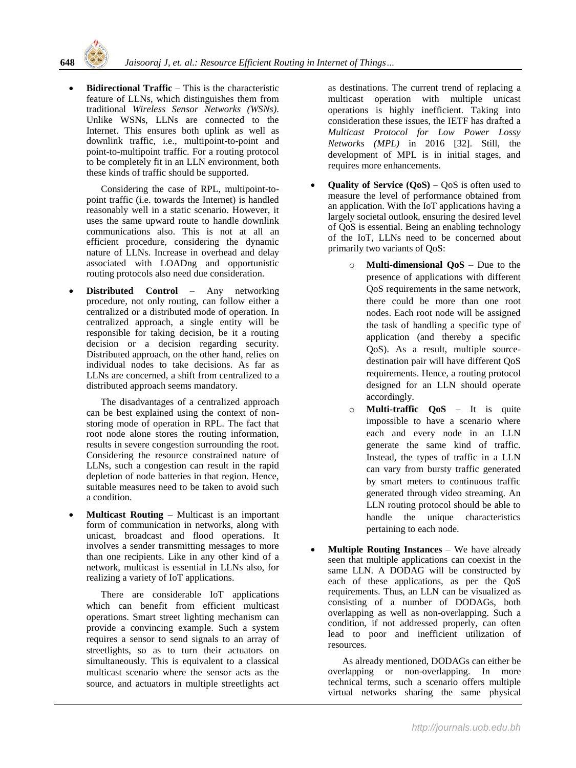- **Bidirectional Traffic** – This is the characteristic feature of LLNs, which distinguishes them from traditional *Wireless Sensor Networks (WSNs)*. Unlike WSNs, LLNs are connected to the Internet. This ensures both uplink as well as downlink traffic, i.e., multipoint-to-point and point-to-multipoint traffic. For a routing protocol to be completely fit in an LLN environment, both these kinds of traffic should be supported.

  Considering the case of RPL, multipoint-to-point traffic (i.e. towards the Internet) is handled reasonably well in a static scenario. However, it uses the same upward route to handle downlink communications also. This is not at all an efficient procedure, considering the dynamic nature of LLNs. Increase in overhead and delay associated with LOADng and opportunistic routing protocols also need due consideration.

- **Distributed Control** – Any networking procedure, not only routing, can follow either a centralized or a distributed mode of operation. In centralized approach, a single entity will be responsible for taking decision, be it a routing decision or a decision regarding security. Distributed approach, on the other hand, relies on individual nodes to take decisions. As far as LLNs are concerned, a shift from centralized to a distributed approach seems mandatory.

  The disadvantages of a centralized approach can be best explained using the context of non-storing mode of operation in RPL. The fact that root node alone stores the routing information, results in severe congestion surrounding the root. Considering the resource constrained nature of LLNs, such a congestion can result in the rapid depletion of node batteries in that region. Hence, suitable measures need to be taken to avoid such a condition.

- **Multicast Routing** – Multicast is an important form of communication in networks, along with unicast, broadcast and flood operations. It involves a sender transmitting messages to more than one recipients. Like in any other kind of a network, multicast is essential in LLNs also, for realizing a variety of IoT applications.

  There are considerable IoT applications which can benefit from efficient multicast operations. Smart street lighting mechanism can provide a convincing example. Such a system requires a sensor to send signals to an array of streetlights, so as to turn their actuators on simultaneously. This is equivalent to a classical multicast scenario where the sensor acts as the source, and actuators in multiple streetlights act as destinations. The current trend of replacing a multicast operation with multiple unicast operations is highly inefficient. Taking into consideration these issues, the IETF has drafted a *Multicast Protocol for Low Power Lossy Networks (MPL)* in 2016 [32]. Still, the development of MPL is in initial stages, and requires more enhancements.

- **Quality of Service (QoS)** – QoS is often used to measure the level of performance obtained from an application. With the IoT applications having a largely societal outlook, ensuring the desired level of QoS is essential. Being an enabling technology of the IoT, LLNs need to be concerned about primarily two variants of QoS:

  - **Multi-dimensional QoS** – Due to the presence of applications with different QoS requirements in the same network, there could be more than one root nodes. Each root node will be assigned the task of handling a specific type of application (and thereby a specific QoS). As a result, multiple source-destination pair will have different QoS requirements. Hence, a routing protocol designed for an LLN should operate accordingly.
  - **Multi-traffic QoS** – It is quite impossible to have a scenario where each and every node in an LLN generate the same kind of traffic. Instead, the types of traffic in a LLN can vary from bursty traffic generated by smart meters to continuous traffic generated through video streaming. An LLN routing protocol should be able to handle the unique characteristics pertaining to each node.

- **Multiple Routing Instances** – We have already seen that multiple applications can coexist in the same LLN. A DODAG will be constructed by each of these applications, as per the QoS requirements. Thus, an LLN can be visualized as consisting of a number of DODAGs, both overlapping as well as non-overlapping. Such a condition, if not addressed properly, can often lead to poor and inefficient utilization of resources.

  As already mentioned, DODAGs can either be overlapping or non-overlapping. In more technical terms, such a scenario offers multiple virtual networks sharing the same physical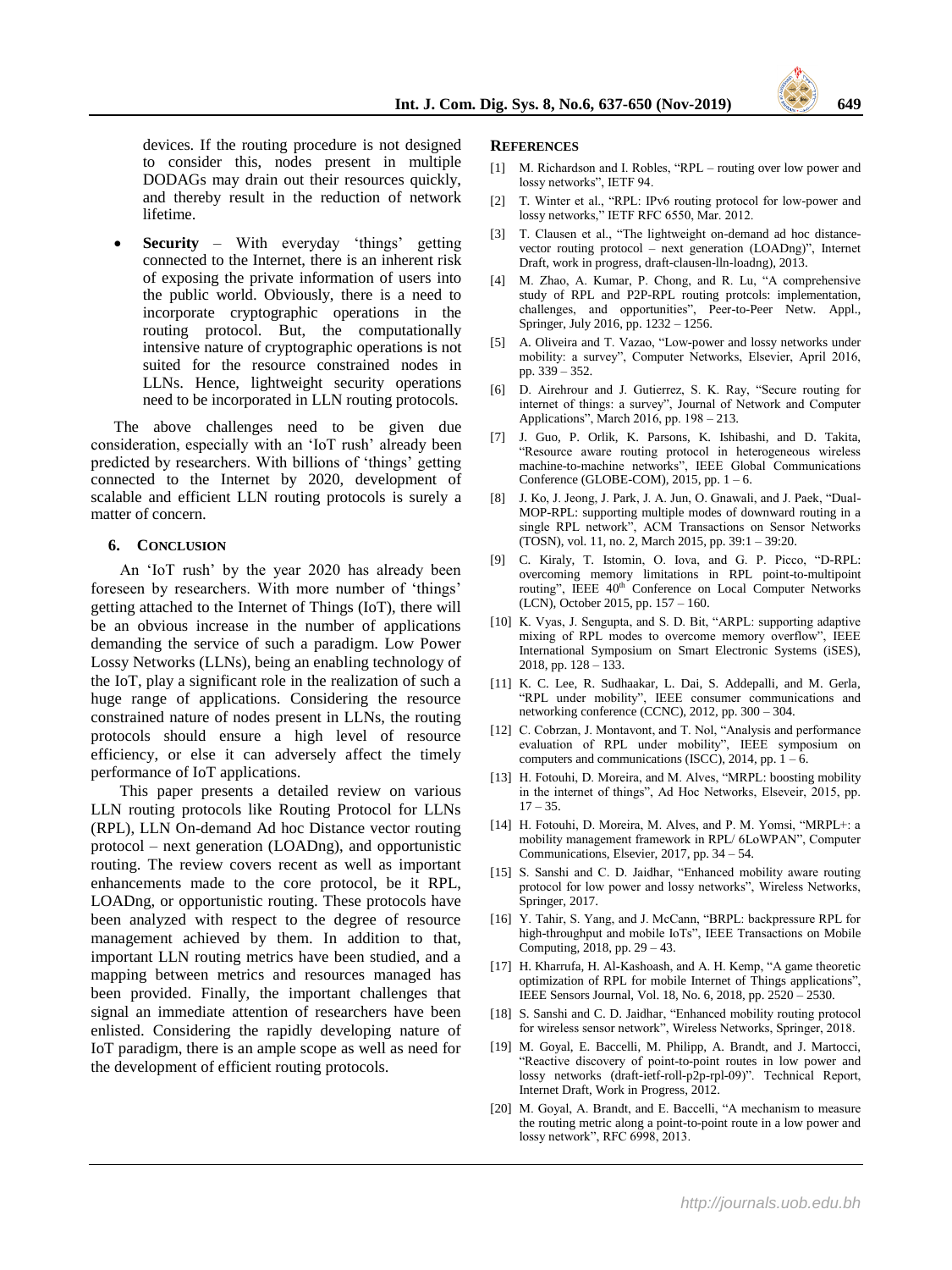devices. If the routing procedure is not designed to consider this, nodes present in multiple DODAGs may drain out their resources quickly, and thereby result in the reduction of network lifetime.

- **Security** – With everyday 'things' getting connected to the Internet, there is an inherent risk of exposing the private information of users into the public world. Obviously, there is a need to incorporate cryptographic operations in the routing protocol. But, the computationally intensive nature of cryptographic operations is not suited for the resource constrained nodes in LLNs. Hence, lightweight security operations need to be incorporated in LLN routing protocols.

The above challenges need to be given due consideration, especially with an 'IoT rush' already been predicted by researchers. With billions of 'things' getting connected to the Internet by 2020, development of scalable and efficient LLN routing protocols is surely a matter of concern.

## 6. Conclusion

An 'IoT rush' by the year 2020 has already been foreseen by researchers. With more number of 'things' getting attached to the Internet of Things (IoT), there will be an obvious increase in the number of applications demanding the service of such a paradigm. Low Power Lossy Networks (LLNs), being an enabling technology of the IoT, play a significant role in the realization of such a huge range of applications. Considering the resource constrained nature of nodes present in LLNs, the routing protocols should ensure a high level of resource efficiency, or else it can adversely affect the timely performance of IoT applications.

This paper presents a detailed review on various LLN routing protocols like Routing Protocol for LLNs (RPL), LLN On-demand Ad hoc Distance vector routing protocol – next generation (LOADng), and opportunistic routing. The review covers recent as well as important enhancements made to the core protocol, be it RPL, LOADng, or opportunistic routing. These protocols have been analyzed with respect to the degree of resource management achieved by them. In addition to that, important LLN routing metrics have been studied, and a mapping between metrics and resources managed has been provided. Finally, the important challenges that signal an immediate attention of researchers have been enlisted. Considering the rapidly developing nature of IoT paradigm, there is an ample scope as well as need for the development of efficient routing protocols.

## References

[1] M. Richardson and I. Robles, "RPL – routing over low power and lossy networks", IETF 94.

[2] T. Winter et al., "RPL: IPv6 routing protocol for low-power and lossy networks," IETF RFC 6550, Mar. 2012.

[3] T. Clausen et al., "The lightweight on-demand ad hoc distance-vector routing protocol – next generation (LOADng)", Internet Draft, work in progress, draft-clausen-lln-loadng), 2013.

[4] M. Zhao, A. Kumar, P. Chong, and R. Lu, "A comprehensive study of RPL and P2P-RPL routing protcols: implementation, challenges, and opportunities", Peer-to-Peer Netw. Appl., Springer, July 2016, pp. 1232 – 1256.

[5] A. Oliveira and T. Vazao, "Low-power and lossy networks under mobility: a survey", Computer Networks, Elsevier, April 2016, pp. 339 – 352.

[6] D. Airehrour and J. Gutierrez, S. K. Ray, "Secure routing for internet of things: a survey", Journal of Network and Computer Applications", March 2016, pp. 198 – 213.

[7] J. Guo, P. Orlik, K. Parsons, K. Ishibashi, and D. Takita, "Resource aware routing protocol in heterogeneous wireless machine-to-machine networks", IEEE Global Communications Conference (GLOBE-COM), 2015, pp. 1 – 6.

[8] J. Ko, J. Jeong, J. Park, J. A. Jun, O. Gnawali, and J. Paek, "Dual-MOP-RPL: supporting multiple modes of downward routing in a single RPL network", ACM Transactions on Sensor Networks (TOSN), vol. 11, no. 2, March 2015, pp. 39:1 – 39:20.

[9] C. Kiraly, T. Istomin, O. Iova, and G. P. Picco, "D-RPL: overcoming memory limitations in RPL point-to-multipoint routing", IEEE 40th Conference on Local Computer Networks (LCN), October 2015, pp. 157 – 160.

[10] K. Vyas, J. Sengupta, and S. D. Bit, "ARPL: supporting adaptive mixing of RPL modes to overcome memory overflow", IEEE International Symposium on Smart Electronic Systems (iSES), 2018, pp. 128 – 133.

[11] K. C. Lee, R. Sudhaakar, L. Dai, S. Addepalli, and M. Gerla, "RPL under mobility", IEEE consumer communications and networking conference (CCNC), 2012, pp. 300 – 304.

[12] C. Cobrzan, J. Montavont, and T. Nol, "Analysis and performance evaluation of RPL under mobility", IEEE symposium on computers and communications (ISCC), 2014, pp. 1 – 6.

[13] H. Fotouhi, D. Moreira, and M. Alves, "MRPL: boosting mobility in the internet of things", Ad Hoc Networks, Elseveir, 2015, pp. 17 – 35.

[14] H. Fotouhi, D. Moreira, M. Alves, and P. M. Yomsi, "MRPL+: a mobility management framework in RPL/ 6LoWPAN", Computer Communications, Elsevier, 2017, pp. 34 – 54.

[15] S. Sanshi and C. D. Jaidhar, "Enhanced mobility aware routing protocol for low power and lossy networks", Wireless Networks, Springer, 2017.

[16] Y. Tahir, S. Yang, and J. McCann, "BRPL: backpressure RPL for high-throughput and mobile IoTs", IEEE Transactions on Mobile Computing, 2018, pp. 29 – 43.

[17] H. Kharrufa, H. Al-Kashoash, and A. H. Kemp, "A game theoretic optimization of RPL for mobile Internet of Things applications", IEEE Sensors Journal, Vol. 18, No. 6, 2018, pp. 2520 – 2530.

[18] S. Sanshi and C. D. Jaidhar, "Enhanced mobility routing protocol for wireless sensor network", Wireless Networks, Springer, 2018.

[19] M. Goyal, E. Baccelli, M. Philipp, A. Brandt, and J. Martocci, "Reactive discovery of point-to-point routes in low power and lossy networks (draft-ietf-roll-p2p-rpl-09)". Technical Report, Internet Draft, Work in Progress, 2012.

[20] M. Goyal, A. Brandt, and E. Baccelli, "A mechanism to measure the routing metric along a point-to-point route in a low power and lossy network", RFC 6998, 2013.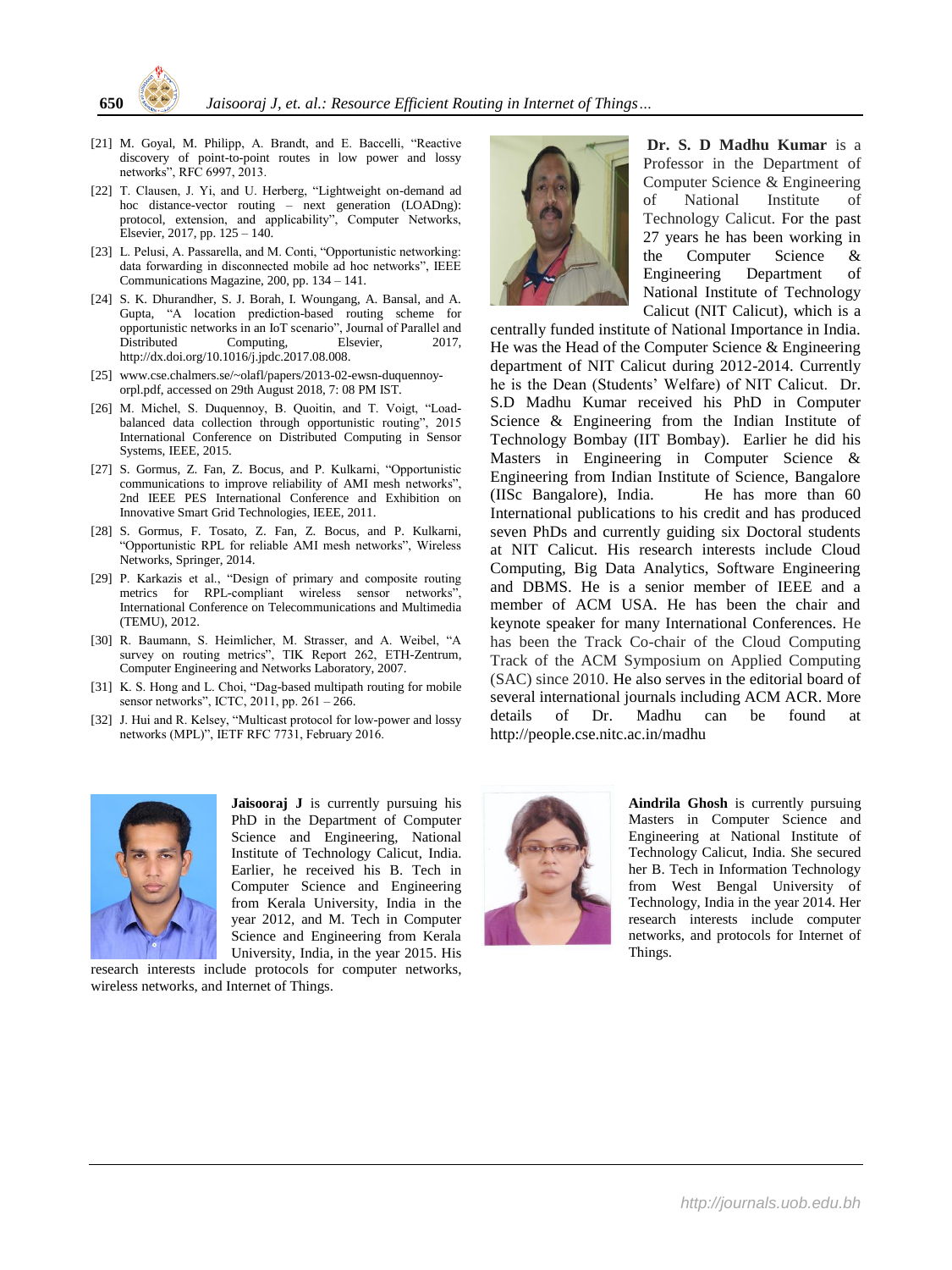[21] M. Goyal, M. Philipp, A. Brandt, and E. Baccelli, "Reactive discovery of point-to-point routes in low power and lossy networks", RFC 6997, 2013.

[22] T. Clausen, J. Yi, and U. Herberg, "Lightweight on-demand ad hoc distance-vector routing – next generation (LOADng): protocol, extension, and applicability", Computer Networks, Elsevier, 2017, pp. 125 – 140.

[23] L. Pelusi, A. Passarella, and M. Conti, "Opportunistic networking: data forwarding in disconnected mobile ad hoc networks", IEEE Communications Magazine, 200, pp. 134 – 141.

[24] S. K. Dhurandher, S. J. Borah, I. Woungang, A. Bansal, and A. Gupta, "A location prediction-based routing scheme for opportunistic networks in an IoT scenario", Journal of Parallel and Distributed Computing, Elsevier, 2017, http://dx.doi.org/10.1016/j.jpdc.2017.08.008.

[25] www.cse.chalmers.se/~olafl/papers/2013-02-ewsn-duquennoy-orpl.pdf, accessed on 29th August 2018, 7: 08 PM IST.

[26] M. Michel, S. Duquennoy, B. Quoitin, and T. Voigt, "Load-balanced data collection through opportunistic routing", 2015 International Conference on Distributed Computing in Sensor Systems, IEEE, 2015.

[27] S. Gormus, Z. Fan, Z. Bocus, and P. Kulkarni, "Opportunistic communications to improve reliability of AMI mesh networks", 2nd IEEE PES International Conference and Exhibition on Innovative Smart Grid Technologies, IEEE, 2011.

[28] S. Gormus, F. Tosato, Z. Fan, Z. Bocus, and P. Kulkarni, "Opportunistic RPL for reliable AMI mesh networks", Wireless Networks, Springer, 2014.

[29] P. Karkazis et al., "Design of primary and composite routing metrics for RPL-compliant wireless sensor networks", International Conference on Telecommunications and Multimedia (TEMU), 2012.

[30] R. Baumann, S. Heimlicher, M. Strasser, and A. Weibel, "A survey on routing metrics", TIK Report 262, ETH-Zentrum, Computer Engineering and Networks Laboratory, 2007.

[31] K. S. Hong and L. Choi, "Dag-based multipath routing for mobile sensor networks", ICTC, 2011, pp. 261 – 266.

[32] J. Hui and R. Kelsey, "Multicast protocol for low-power and lossy networks (MPL)", IETF RFC 7731, February 2016.

**Dr. S. D Madhu Kumar** is a Professor in the Department of Computer Science & Engineering of National Institute of Technology Calicut. For the past 27 years he has been working in the Computer Science & Engineering Department of National Institute of Technology Calicut (NIT Calicut), which is a centrally funded institute of National Importance in India. He was the Head of the Computer Science & Engineering department of NIT Calicut during 2012-2014. Currently he is the Dean (Students' Welfare) of NIT Calicut. Dr. S.D Madhu Kumar received his PhD in Computer Science & Engineering from the Indian Institute of Technology Bombay (IIT Bombay). Earlier he did his Masters in Engineering in Computer Science & Engineering from Indian Institute of Science, Bangalore (IISc Bangalore), India. He has more than 60 International publications to his credit and has produced seven PhDs and currently guiding six Doctoral students at NIT Calicut. His research interests include Cloud Computing, Big Data Analytics, Software Engineering and DBMS. He is a senior member of IEEE and a member of ACM USA. He has been the chair and keynote speaker for many International Conferences. He has been the Track Co-chair of the Cloud Computing Track of the ACM Symposium on Applied Computing (SAC) since 2010. He also serves in the editorial board of several international journals including ACM ACR. More details of Dr. Madhu can be found at http://people.cse.nitc.ac.in/madhu

**Jaisooraj J** is currently pursuing his PhD in the Department of Computer Science and Engineering, National Institute of Technology Calicut, India. Earlier, he received his B. Tech in Computer Science and Engineering from Kerala University, India in the year 2012, and M. Tech in Computer Science and Engineering from Kerala University, India, in the year 2015. His research interests include protocols for computer networks, wireless networks, and Internet of Things.

**Aindrila Ghosh** is currently pursuing Masters in Computer Science and Engineering at National Institute of Technology Calicut, India. She secured her B. Tech in Information Technology from West Bengal University of Technology, India in the year 2014. Her research interests include computer networks, and protocols for Internet of Things.